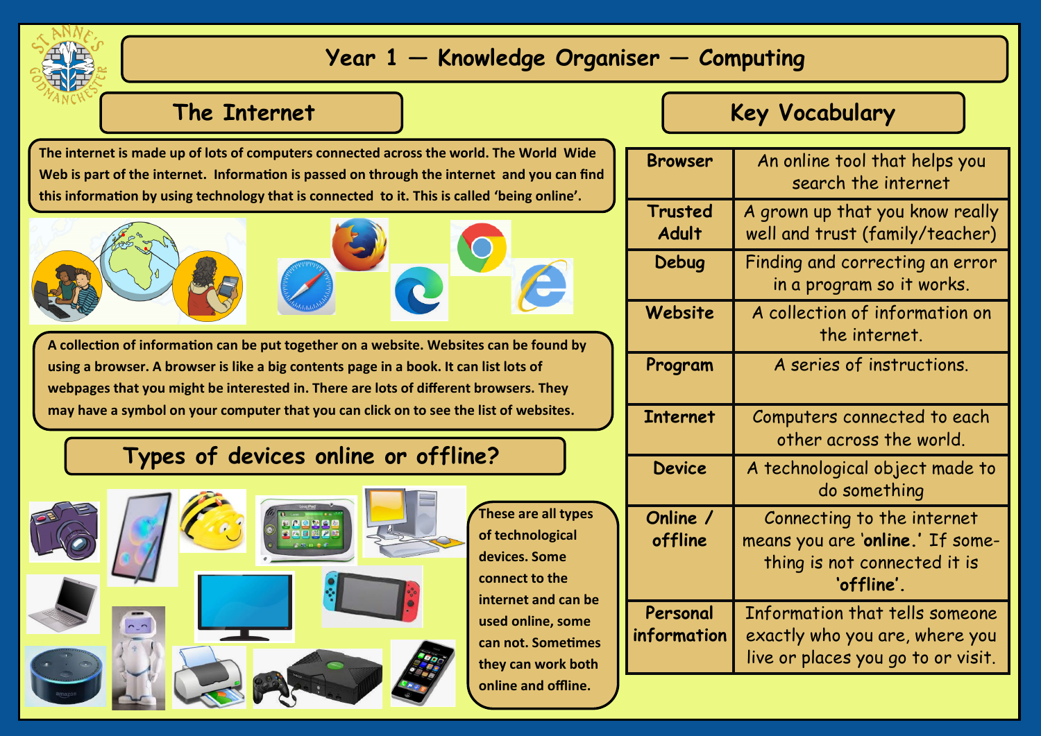# Year 1 — Knowledge Organiser — Computing

## The Internet

The internet is made up of lots of computers connected across the world. The World Wide Web is part of the internet. Information is passed on through the internet and you can find this information by using technology that is connected to it. This is called 'being online'.

A collection of information can be put together on a website. Websites can be found by using a browser. A browser is like a big contents page in a book. It can list lots of webpages that you might be interested in. There are lots of different browsers. They may have a symbol on your computer that you can click on to see the list of websites.

## Types of devices online or offline?

These are all types of technological devices. Some connect to the internet and can be used online, some can not. Sometimes they can work both online and offline.

## Key Vocabulary

| Term | Meaning |
| --- | --- |
| Browser | An online tool that helps you search the internet |
| Trusted Adult | A grown up that you know really well and trust (family/teacher) |
| Debug | Finding and correcting an error in a program so it works. |
| Website | A collection of information on the internet. |
| Program | A series of instructions. |
| Internet | Computers connected to each other across the world. |
| Device | A technological object made to do something |
| Online / offline | Connecting to the internet means you are '**online**.' If something is not connected it is '**offline**'. |
| Personal information | Information that tells someone exactly who you are, where you live or places you go to or visit. |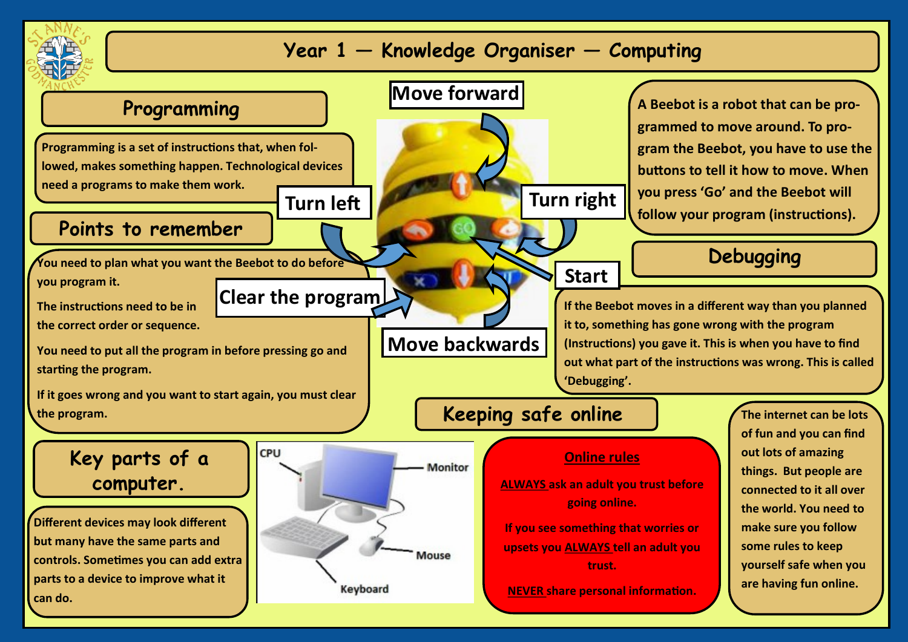# Year 1 — Knowledge Organiser — Computing

## Programming

Programming is a set of instructions that, when followed, makes something happen. Technological devices need a programs to make them work.

## Points to remember

You need to plan what you want the Beebot to do before you program it.

The instructions need to be in the correct order or sequence.

You need to put all the program in before pressing go and starting the program.

If it goes wrong and you want to start again, you must clear the program.

Move forward

Turn left

Turn right

Start

Clear the program

Move backwards

A Beebot is a robot that can be programmed to move around. To program the Beebot, you have to use the buttons to tell it how to move. When you press 'Go' and the Beebot will follow your program (instructions).

## Debugging

If the Beebot moves in a different way than you planned it to, something has gone wrong with the program (Instructions) you gave it. This is when you have to find out what part of the instructions was wrong. This is called 'Debugging'.

## Key parts of a computer.

Different devices may look different but many have the same parts and controls. Sometimes you can add extra parts to a device to improve what it can do.

CPU

Monitor

Mouse

Keyboard

## Keeping safe online

**Online rules**

**ALWAYS** ask an adult you trust before going online.

If you see something that worries or upsets you **ALWAYS** tell an adult you trust.

**NEVER** share personal information.

The internet can be lots of fun and you can find out lots of amazing things. But people are connected to it all over the world. You need to make sure you follow some rules to keep yourself safe when you are having fun online.